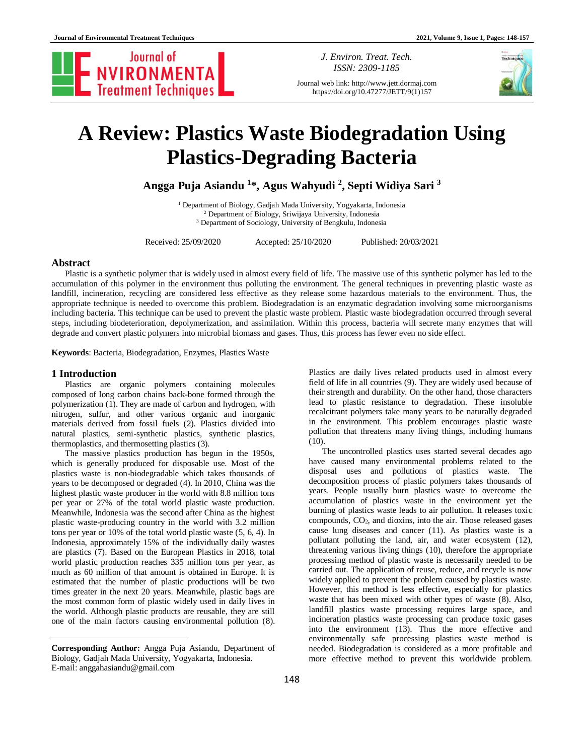J. Environ. Treat. Tech.
ISSN: 2309-1185

Journal web link: http://www.jett.dormaj.com
https://doi.org/10.47277/JETT/9(1)157

# A Review: Plastics Waste Biodegradation Using Plastics-Degrading Bacteria

**Angga Puja Asiandu [1]*, Agus Wahyudi [2], Septi Widiya Sari [3]**

[1] Department of Biology, Gadjah Mada University, Yogyakarta, Indonesia
[2] Department of Biology, Sriwijaya University, Indonesia
[3] Department of Sociology, University of Bengkulu, Indonesia

Received: 25/09/2020 Accepted: 25/10/2020 Published: 20/03/2021

## Abstract

Plastic is a synthetic polymer that is widely used in almost every field of life. The massive use of this synthetic polymer has led to the accumulation of this polymer in the environment thus polluting the environment. The general techniques in preventing plastic waste as landfill, incineration, recycling are considered less effective as they release some hazardous materials to the environment. Thus, the appropriate technique is needed to overcome this problem. Biodegradation is an enzymatic degradation involving some microorganisms including bacteria. This technique can be used to prevent the plastic waste problem. Plastic waste biodegradation occurred through several steps, including biodeterioration, depolymerization, and assimilation. Within this process, bacteria will secrete many enzymes that will degrade and convert plastic polymers into microbial biomass and gases. Thus, this process has fewer even no side effect.

**Keywords**: Bacteria, Biodegradation, Enzymes, Plastics Waste

## 1 Introduction

Plastics are organic polymers containing molecules composed of long carbon chains back-bone formed through the polymerization (1). They are made of carbon and hydrogen, with nitrogen, sulfur, and other various organic and inorganic materials derived from fossil fuels (2). Plastics divided into natural plastics, semi-synthetic plastics, synthetic plastics, thermoplastics, and thermosetting plastics (3).

The massive plastics production has begun in the 1950s, which is generally produced for disposable use. Most of the plastics waste is non-biodegradable which takes thousands of years to be decomposed or degraded (4). In 2010, China was the highest plastic waste producer in the world with 8.8 million tons per year or 27% of the total world plastic waste production. Meanwhile, Indonesia was the second after China as the highest plastic waste-producing country in the world with 3.2 million tons per year or 10% of the total world plastic waste (5, 6, 4). In Indonesia, approximately 15% of the individually daily wastes are plastics (7). Based on the European Plastics in 2018, total world plastic production reaches 335 million tons per year, as much as 60 million of that amount is obtained in Europe. It is estimated that the number of plastic productions will be two times greater in the next 20 years. Meanwhile, plastic bags are the most common form of plastic widely used in daily lives in the world. Although plastic products are reusable, they are still one of the main factors causing environmental pollution (8).

Plastics are daily lives related products used in almost every field of life in all countries (9). They are widely used because of their strength and durability. On the other hand, those characters lead to plastic resistance to degradation. These insoluble recalcitrant polymers take many years to be naturally degraded in the environment. This problem encourages plastic waste pollution that threatens many living things, including humans (10).

The uncontrolled plastics uses started several decades ago have caused many environmental problems related to the disposal uses and pollutions of plastics waste. The decomposition process of plastic polymers takes thousands of years. People usually burn plastics waste to overcome the accumulation of plastics waste in the environment yet the burning of plastics waste leads to air pollution. It releases toxic compounds, $CO_2$, and dioxins, into the air. Those released gases cause lung diseases and cancer (11). As plastics waste is a pollutant polluting the land, air, and water ecosystem (12), threatening various living things (10), therefore the appropriate processing method of plastic waste is necessarily needed to be carried out. The application of reuse, reduce, and recycle is now widely applied to prevent the problem caused by plastics waste. However, this method is less effective, especially for plastics waste that has been mixed with other types of waste (8). Also, landfill plastics waste processing requires large space, and incineration plastics waste processing can produce toxic gases into the environment (13). Thus the more effective and environmentally safe plastics waste method is needed. Biodegradation is considered as a more profitable and more effective method to prevent this worldwide problem.

---

**Corresponding Author:** Angga Puja Asiandu, Department of Biology, Gadjah Mada University, Yogyakarta, Indonesia.
E-mail: anggahasiandu@gmail.com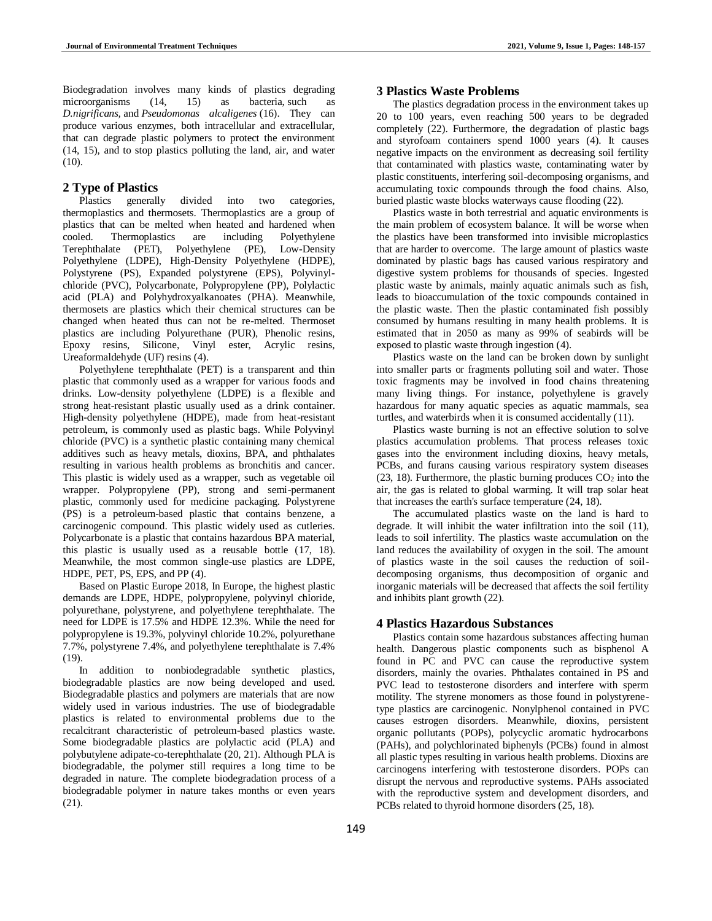Biodegradation involves many kinds of plastics degrading microorganisms (14, 15) as bacteria, such as *D.nigrificans,* and *Pseudomonas alcaligenes* (16). They can produce various enzymes, both intracellular and extracellular, that can degrade plastic polymers to protect the environment (14, 15), and to stop plastics polluting the land, air, and water (10).

## 2 Type of Plastics

Plastics generally divided into two categories, thermoplastics and thermosets. Thermoplastics are a group of plastics that can be melted when heated and hardened when cooled. Thermoplastics are including Polyethylene Terephthalate (PET), Polyethylene (PE), Low-Density Polyethylene (LDPE), High-Density Polyethylene (HDPE), Polystyrene (PS), Expanded polystyrene (EPS), Polyvinyl-chloride (PVC), Polycarbonate, Polypropylene (PP), Polylactic acid (PLA) and Polyhydroxyalkanoates (PHA). Meanwhile, thermosets are plastics which their chemical structures can be changed when heated thus can not be re-melted. Thermoset plastics are including Polyurethane (PUR), Phenolic resins, Epoxy resins, Silicone, Vinyl ester, Acrylic resins, Ureaformaldehyde (UF) resins (4).

Polyethylene terephthalate (PET) is a transparent and thin plastic that commonly used as a wrapper for various foods and drinks. Low-density polyethylene (LDPE) is a flexible and strong heat-resistant plastic usually used as a drink container. High-density polyethylene (HDPE), made from heat-resistant petroleum, is commonly used as plastic bags. While Polyvinyl chloride (PVC) is a synthetic plastic containing many chemical additives such as heavy metals, dioxins, BPA, and phthalates resulting in various health problems as bronchitis and cancer. This plastic is widely used as a wrapper, such as vegetable oil wrapper. Polypropylene (PP), strong and semi-permanent plastic, commonly used for medicine packaging. Polystyrene (PS) is a petroleum-based plastic that contains benzene, a carcinogenic compound. This plastic widely used as cutleries. Polycarbonate is a plastic that contains hazardous BPA material, this plastic is usually used as a reusable bottle (17, 18). Meanwhile, the most common single-use plastics are LDPE, HDPE, PET, PS, EPS, and PP (4).

Based on Plastic Europe 2018, In Europe, the highest plastic demands are LDPE, HDPE, polypropylene, polyvinyl chloride, polyurethane, polystyrene, and polyethylene terephthalate. The need for LDPE is 17.5% and HDPE 12.3%. While the need for polypropylene is 19.3%, polyvinyl chloride 10.2%, polyurethane 7.7%, polystyrene 7.4%, and polyethylene terephthalate is 7.4% (19).

In addition to nonbiodegradable synthetic plastics, biodegradable plastics are now being developed and used. Biodegradable plastics and polymers are materials that are now widely used in various industries. The use of biodegradable plastics is related to environmental problems due to the recalcitrant characteristic of petroleum-based plastics waste. Some biodegradable plastics are polylactic acid (PLA) and polybutylene adipate-co-terephthalate (20, 21). Although PLA is biodegradable, the polymer still requires a long time to be degraded in nature. The complete biodegradation process of a biodegradable polymer in nature takes months or even years (21).

## 3 Plastics Waste Problems

The plastics degradation process in the environment takes up 20 to 100 years, even reaching 500 years to be degraded completely (22). Furthermore, the degradation of plastic bags and styrofoam containers spend 1000 years (4). It causes negative impacts on the environment as decreasing soil fertility that contaminated with plastics waste, contaminating water by plastic constituents, interfering soil-decomposing organisms, and accumulating toxic compounds through the food chains. Also, buried plastic waste blocks waterways cause flooding (22).

Plastics waste in both terrestrial and aquatic environments is the main problem of ecosystem balance. It will be worse when the plastics have been transformed into invisible microplastics that are harder to overcome. The large amount of plastics waste dominated by plastic bags has caused various respiratory and digestive system problems for thousands of species. Ingested plastic waste by animals, mainly aquatic animals such as fish, leads to bioaccumulation of the toxic compounds contained in the plastic waste. Then the plastic contaminated fish possibly consumed by humans resulting in many health problems. It is estimated that in 2050 as many as 99% of seabirds will be exposed to plastic waste through ingestion (4).

Plastics waste on the land can be broken down by sunlight into smaller parts or fragments polluting soil and water. Those toxic fragments may be involved in food chains threatening many living things. For instance, polyethylene is gravely hazardous for many aquatic species as aquatic mammals, sea turtles, and waterbirds when it is consumed accidentally (11).

Plastics waste burning is not an effective solution to solve plastics accumulation problems. That process releases toxic gases into the environment including dioxins, heavy metals, PCBs, and furans causing various respiratory system diseases (23, 18). Furthermore, the plastic burning produces $CO_2$ into the air, the gas is related to global warming. It will trap solar heat that increases the earth's surface temperature (24, 18).

The accumulated plastics waste on the land is hard to degrade. It will inhibit the water infiltration into the soil (11), leads to soil infertility. The plastics waste accumulation on the land reduces the availability of oxygen in the soil. The amount of plastics waste in the soil causes the reduction of soil-decomposing organisms, thus decomposition of organic and inorganic materials will be decreased that affects the soil fertility and inhibits plant growth (22).

## 4 Plastics Hazardous Substances

Plastics contain some hazardous substances affecting human health. Dangerous plastic components such as bisphenol A found in PC and PVC can cause the reproductive system disorders, mainly the ovaries. Phthalates contained in PS and PVC lead to testosterone disorders and interfere with sperm motility. The styrene monomers as those found in polystyrene-type plastics are carcinogenic. Nonylphenol contained in PVC causes estrogen disorders. Meanwhile, dioxins, persistent organic pollutants (POPs), polycyclic aromatic hydrocarbons (PAHs), and polychlorinated biphenyls (PCBs) found in almost all plastic types resulting in various health problems. Dioxins are carcinogens interfering with testosterone disorders. POPs can disrupt the nervous and reproductive systems. PAHs associated with the reproductive system and development disorders, and PCBs related to thyroid hormone disorders (25, 18).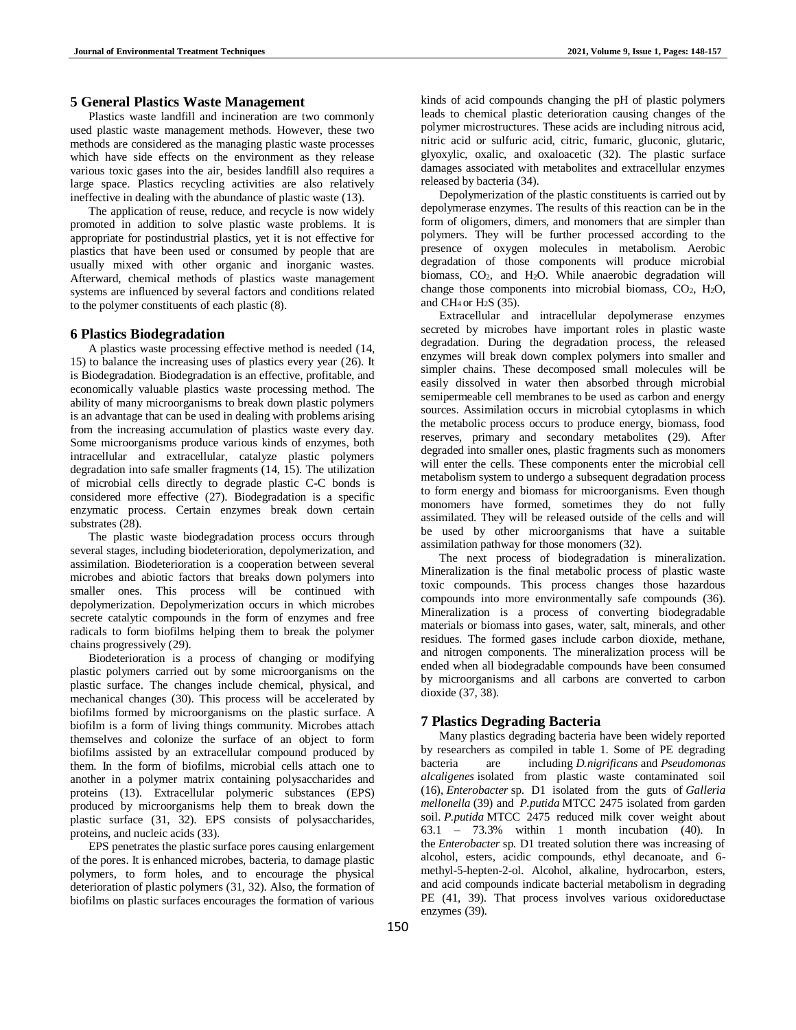## 5 General Plastics Waste Management

Plastics waste landfill and incineration are two commonly used plastic waste management methods. However, these two methods are considered as the managing plastic waste processes which have side effects on the environment as they release various toxic gases into the air, besides landfill also requires a large space. Plastics recycling activities are also relatively ineffective in dealing with the abundance of plastic waste (13).

The application of reuse, reduce, and recycle is now widely promoted in addition to solve plastic waste problems. It is appropriate for postindustrial plastics, yet it is not effective for plastics that have been used or consumed by people that are usually mixed with other organic and inorganic wastes. Afterward, chemical methods of plastics waste management systems are influenced by several factors and conditions related to the polymer constituents of each plastic (8).

## 6 Plastics Biodegradation

A plastics waste processing effective method is needed (14, 15) to balance the increasing uses of plastics every year (26). It is Biodegradation. Biodegradation is an effective, profitable, and economically valuable plastics waste processing method. The ability of many microorganisms to break down plastic polymers is an advantage that can be used in dealing with problems arising from the increasing accumulation of plastics waste every day. Some microorganisms produce various kinds of enzymes, both intracellular and extracellular, catalyze plastic polymers degradation into safe smaller fragments (14, 15). The utilization of microbial cells directly to degrade plastic C-C bonds is considered more effective (27). Biodegradation is a specific enzymatic process. Certain enzymes break down certain substrates (28).

The plastic waste biodegradation process occurs through several stages, including biodeterioration, depolymerization, and assimilation. Biodeterioration is a cooperation between several microbes and abiotic factors that breaks down polymers into smaller ones. This process will be continued with depolymerization. Depolymerization occurs in which microbes secrete catalytic compounds in the form of enzymes and free radicals to form biofilms helping them to break the polymer chains progressively (29).

Biodeterioration is a process of changing or modifying plastic polymers carried out by some microorganisms on the plastic surface. The changes include chemical, physical, and mechanical changes (30). This process will be accelerated by biofilms formed by microorganisms on the plastic surface. A biofilm is a form of living things community. Microbes attach themselves and colonize the surface of an object to form biofilms assisted by an extracellular compound produced by them. In the form of biofilms, microbial cells attach one to another in a polymer matrix containing polysaccharides and proteins (13). Extracellular polymeric substances (EPS) produced by microorganisms help them to break down the plastic surface (31, 32). EPS consists of polysaccharides, proteins, and nucleic acids (33).

EPS penetrates the plastic surface pores causing enlargement of the pores. It is enhanced microbes, bacteria, to damage plastic polymers, to form holes, and to encourage the physical deterioration of plastic polymers (31, 32). Also, the formation of biofilms on plastic surfaces encourages the formation of various kinds of acid compounds changing the pH of plastic polymers leads to chemical plastic deterioration causing changes of the polymer microstructures. These acids are including nitrous acid, nitric acid or sulfuric acid, citric, fumaric, gluconic, glutaric, glyoxylic, oxalic, and oxaloacetic (32). The plastic surface damages associated with metabolites and extracellular enzymes released by bacteria (34).

Depolymerization of the plastic constituents is carried out by depolymerase enzymes. The results of this reaction can be in the form of oligomers, dimers, and monomers that are simpler than polymers. They will be further processed according to the presence of oxygen molecules in metabolism. Aerobic degradation of those components will produce microbial biomass, $CO_2$, and $H_2O$. While anaerobic degradation will change those components into microbial biomass, $CO_2$, $H_2O$, and $CH_4$ or $H_2S$ (35).

Extracellular and intracellular depolymerase enzymes secreted by microbes have important roles in plastic waste degradation. During the degradation process, the released enzymes will break down complex polymers into smaller and simpler chains. These decomposed small molecules will be easily dissolved in water then absorbed through microbial semipermeable cell membranes to be used as carbon and energy sources. Assimilation occurs in microbial cytoplasms in which the metabolic process occurs to produce energy, biomass, food reserves, primary and secondary metabolites (29). After degraded into smaller ones, plastic fragments such as monomers will enter the cells. These components enter the microbial cell metabolism system to undergo a subsequent degradation process to form energy and biomass for microorganisms. Even though monomers have formed, sometimes they do not fully assimilated. They will be released outside of the cells and will be used by other microorganisms that have a suitable assimilation pathway for those monomers (32).

The next process of biodegradation is mineralization. Mineralization is the final metabolic process of plastic waste toxic compounds. This process changes those hazardous compounds into more environmentally safe compounds (36). Mineralization is a process of converting biodegradable materials or biomass into gases, water, salt, minerals, and other residues. The formed gases include carbon dioxide, methane, and nitrogen components. The mineralization process will be ended when all biodegradable compounds have been consumed by microorganisms and all carbons are converted to carbon dioxide (37, 38).

## 7 Plastics Degrading Bacteria

Many plastics degrading bacteria have been widely reported by researchers as compiled in table 1. Some of PE degrading bacteria are including *D.nigrificans* and *Pseudomonas alcaligenes* isolated from plastic waste contaminated soil (16), *Enterobacter* sp. D1 isolated from the guts of *Galleria mellonella* (39) and *P.putida* MTCC 2475 isolated from garden soil. *P.putida* MTCC 2475 reduced milk cover weight about 63.1 – 73.3% within 1 month incubation (40). In the *Enterobacter* sp. D1 treated solution there was increasing of alcohol, esters, acidic compounds, ethyl decanoate, and 6-methyl-5-hepten-2-ol. Alcohol, alkaline, hydrocarbon, esters, and acid compounds indicate bacterial metabolism in degrading PE (41, 39). That process involves various oxidoreductase enzymes (39).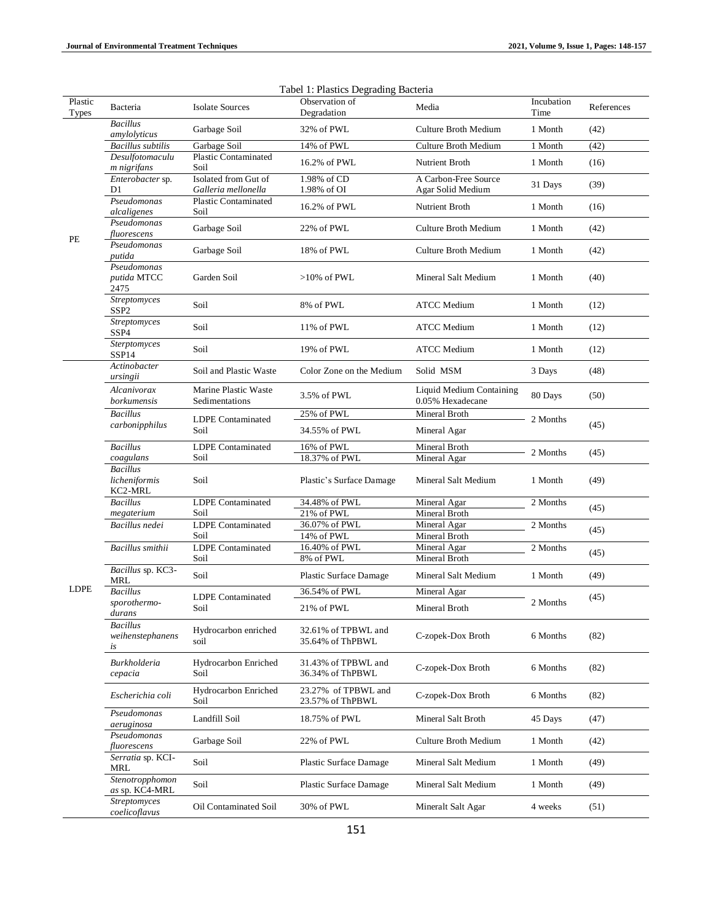Tabel 1: Plastics Degrading Bacteria

| Plastic Types | Bacteria | Isolate Sources | Observation of Degradation | Media | Incubation Time | References |
|---|---|---|---|---|---|---|
| PE | *Bacillus amylolyticus* | Garbage Soil | 32% of PWL | Culture Broth Medium | 1 Month | (42) |
| | *Bacillus subtilis* | Garbage Soil | 14% of PWL | Culture Broth Medium | 1 Month | (42) |
| | *Desulfotomaculum nigrifans* | Plastic Contaminated Soil | 16.2% of PWL | Nutrient Broth | 1 Month | (16) |
| | *Enterobacter* sp. D1 | Isolated from Gut of *Galleria mellonella* | 1.98% of CD<br>1.98% of OI | A Carbon-Free Source Agar Solid Medium | 31 Days | (39) |
| | *Pseudomonas alcaligenes* | Plastic Contaminated Soil | 16.2% of PWL | Nutrient Broth | 1 Month | (16) |
| | *Pseudomonas fluorescens* | Garbage Soil | 22% of PWL | Culture Broth Medium | 1 Month | (42) |
| | *Pseudomonas putida* | Garbage Soil | 18% of PWL | Culture Broth Medium | 1 Month | (42) |
| | *Pseudomonas putida* MTCC 2475 | Garden Soil | >10% of PWL | Mineral Salt Medium | 1 Month | (40) |
| | *Streptomyces* SSP2 | Soil | 8% of PWL | ATCC Medium | 1 Month | (12) |
| | *Streptomyces* SSP4 | Soil | 11% of PWL | ATCC Medium | 1 Month | (12) |
| | *Sterptomyces* SSP14 | Soil | 19% of PWL | ATCC Medium | 1 Month | (12) |
| LDPE | *Actinobacter ursingii* | Soil and Plastic Waste | Color Zone on the Medium | Solid MSM | 3 Days | (48) |
| | *Alcanivorax borkumensis* | Marine Plastic Waste Sedimentations | 3.5% of PWL | Liquid Medium Containing 0.05% Hexadecane | 80 Days | (50) |
| | *Bacillus carbonipphilus* | LDPE Contaminated Soil | 25% of PWL | Mineral Broth | 2 Months | (45) |
| | | | 34.55% of PWL | Mineral Agar | | |
| | *Bacillus coagulans* | LDPE Contaminated Soil | 16% of PWL | Mineral Broth | 2 Months | (45) |
| | | | 18.37% of PWL | Mineral Agar | | |
| | *Bacillus licheniformis* KC2-MRL | Soil | Plastic's Surface Damage | Mineral Salt Medium | 1 Month | (49) |
| | *Bacillus megaterium* | LDPE Contaminated Soil | 34.48% of PWL | Mineral Agar | 2 Months | (45) |
| | | | 21% of PWL | Mineral Broth | | |
| | *Bacillus nedei* | LDPE Contaminated Soil | 36.07% of PWL | Mineral Agar | 2 Months | (45) |
| | | | 14% of PWL | Mineral Broth | | |
| | *Bacillus smithii* | LDPE Contaminated Soil | 16.40% of PWL | Mineral Agar | 2 Months | (45) |
| | | | 8% of PWL | Mineral Broth | | |
| | *Bacillus* sp. KC3-MRL | Soil | Plastic Surface Damage | Mineral Salt Medium | 1 Month | (49) |
| | *Bacillus sporothermodurans* | LDPE Contaminated Soil | 36.54% of PWL | Mineral Agar | 2 Months | (45) |
| | | | 21% of PWL | Mineral Broth | | |
| | *Bacillus weihenstephanensis* | Hydrocarbon enriched soil | 32.61% of TPBWL and 35.64% of ThPBWL | C-zopek-Dox Broth | 6 Months | (82) |
| | *Burkholderia cepacia* | Hydrocarbon Enriched Soil | 31.43% of TPBWL and 36.34% of ThPBWL | C-zopek-Dox Broth | 6 Months | (82) |
| | *Escherichia coli* | Hydrocarbon Enriched Soil | 23.27% of TPBWL and 23.57% of ThPBWL | C-zopek-Dox Broth | 6 Months | (82) |
| | *Pseudomonas aeruginosa* | Landfill Soil | 18.75% of PWL | Mineral Salt Broth | 45 Days | (47) |
| | *Pseudomonas fluorescens* | Garbage Soil | 22% of PWL | Culture Broth Medium | 1 Month | (42) |
| | *Serratia* sp. KCI-MRL | Soil | Plastic Surface Damage | Mineral Salt Medium | 1 Month | (49) |
| | *Stenotropphomonas* sp. KC4-MRL | Soil | Plastic Surface Damage | Mineral Salt Medium | 1 Month | (49) |
| | *Streptomyces coelicoflavus* | Oil Contaminated Soil | 30% of PWL | Mineralt Salt Agar | 4 weeks | (51) |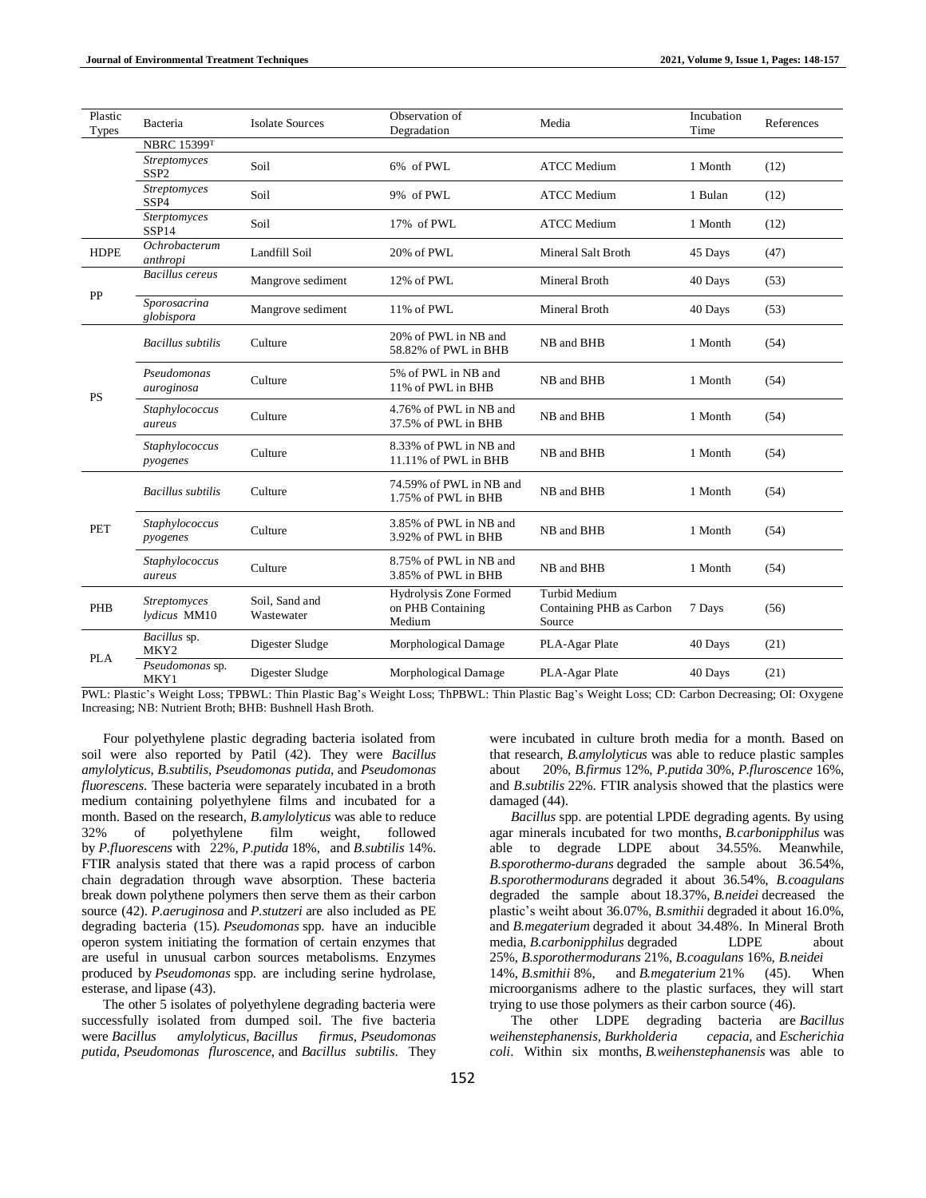| Plastic Types | Bacteria | Isolate Sources | Observation of Degradation | Media | Incubation Time | References |
|---|---|---|---|---|---|---|
| | NBRC 15399[T] | | | | | |
| | *Streptomyces* SSP2 | Soil | 6% of PWL | ATCC Medium | 1 Month | (12) |
| | *Streptomyces* SSP4 | Soil | 9% of PWL | ATCC Medium | 1 Bulan | (12) |
| | *Sterptomyces* SSP14 | Soil | 17% of PWL | ATCC Medium | 1 Month | (12) |
| HDPE | *Ochrobacterum anthropi* | Landfill Soil | 20% of PWL | Mineral Salt Broth | 45 Days | (47) |
| PP | *Bacillus cereus* | Mangrove sediment | 12% of PWL | Mineral Broth | 40 Days | (53) |
| | *Sporosacrina globispora* | Mangrove sediment | 11% of PWL | Mineral Broth | 40 Days | (53) |
| PS | *Bacillus subtilis* | Culture | 20% of PWL in NB and 58.82% of PWL in BHB | NB and BHB | 1 Month | (54) |
| | *Pseudomonas auroginosa* | Culture | 5% of PWL in NB and 11% of PWL in BHB | NB and BHB | 1 Month | (54) |
| | *Staphylococcus aureus* | Culture | 4.76% of PWL in NB and 37.5% of PWL in BHB | NB and BHB | 1 Month | (54) |
| | *Staphylococcus pyogenes* | Culture | 8.33% of PWL in NB and 11.11% of PWL in BHB | NB and BHB | 1 Month | (54) |
| PET | *Bacillus subtilis* | Culture | 74.59% of PWL in NB and 1.75% of PWL in BHB | NB and BHB | 1 Month | (54) |
| | *Staphylococcus pyogenes* | Culture | 3.85% of PWL in NB and 3.92% of PWL in BHB | NB and BHB | 1 Month | (54) |
| | *Staphylococcus aureus* | Culture | 8.75% of PWL in NB and 3.85% of PWL in BHB | NB and BHB | 1 Month | (54) |
| PHB | *Streptomyces lydicus* MM10 | Soil, Sand and Wastewater | Hydrolysis Zone Formed on PHB Containing Medium | Turbid Medium Containing PHB as Carbon Source | 7 Days | (56) |
| PLA | *Bacillus* sp. MKY2 | Digester Sludge | Morphological Damage | PLA-Agar Plate | 40 Days | (21) |
| | *Pseudomonas* sp. MKY1 | Digester Sludge | Morphological Damage | PLA-Agar Plate | 40 Days | (21) |

PWL: Plastic's Weight Loss; TPBWL: Thin Plastic Bag's Weight Loss; ThPBWL: Thin Plastic Bag's Weight Loss; CD: Carbon Decreasing; OI: Oxygene Increasing; NB: Nutrient Broth; BHB: Bushnell Hash Broth.

Four polyethylene plastic degrading bacteria isolated from soil were also reported by Patil (42). They were *Bacillus amylolyticus*, *B.subtilis*, *Pseudomonas putida,* and *Pseudomonas fluorescens*. These bacteria were separately incubated in a broth medium containing polyethylene films and incubated for a month. Based on the research, *B.amylolyticus* was able to reduce 32% of polyethylene film weight, followed by *P.fluorescens* with 22%, *P.putida* 18%, and *B.subtilis* 14%. FTIR analysis stated that there was a rapid process of carbon chain degradation through wave absorption. These bacteria break down polythene polymers then serve them as their carbon source (42). *P.aeruginosa* and *P.stutzeri* are also included as PE degrading bacteria (15). *Pseudomonas* spp. have an inducible operon system initiating the formation of certain enzymes that are useful in unusual carbon sources metabolisms. Enzymes produced by *Pseudomonas* spp. are including serine hydrolase, esterase, and lipase (43).

The other 5 isolates of polyethylene degrading bacteria were successfully isolated from dumped soil. The five bacteria were *Bacillus amylolyticus*, *Bacillus firmus*, *Pseudomonas putida*, *Pseudomonas fluroscence,* and *Bacillus subtilis*. They were incubated in culture broth media for a month. Based on that research, *B.amylolyticus* was able to reduce plastic samples about 20%, *B.firmus* 12%, *P.putida* 30%, *P.fluroscence* 16%, and *B.subtilis* 22%. FTIR analysis showed that the plastics were damaged (44).

*Bacillus* spp. are potential LPDE degrading agents. By using agar minerals incubated for two months, *B.carbonipphilus* was able to degrade LDPE about 34.55%. Meanwhile, *B.sporothermo-durans* degraded the sample about 36.54%, *B.sporothermodurans* degraded it about 36.54%, *B.coagulans* degraded the sample about 18.37%, *B.neidei* decreased the plastic's weiht about 36.07%, *B.smithii* degraded it about 16.0%, and *B.megaterium* degraded it about 34.48%. In Mineral Broth media, *B.carbonipphilus* degraded LDPE about 25%, *B.sporothermodurans* 21%, *B.coagulans* 16%, *B.neidei* 14%, *B.smithii* 8%, and *B.megaterium* 21% (45). When microorganisms adhere to the plastic surfaces, they will start trying to use those polymers as their carbon source (46).

The other LDPE degrading bacteria are *Bacillus weihenstephanensis*, *Burkholderia cepacia,* and *Escherichia coli*. Within six months, *B.weihenstephanensis* was able to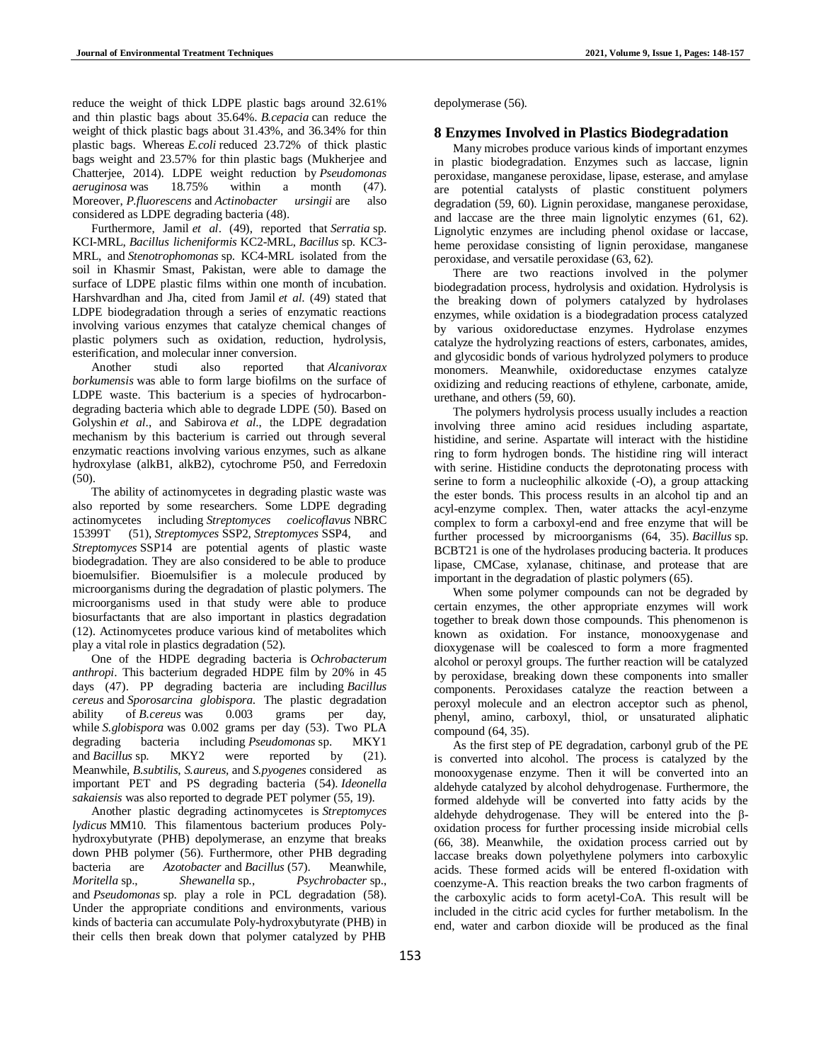reduce the weight of thick LDPE plastic bags around 32.61% and thin plastic bags about 35.64%. *B.cepacia* can reduce the weight of thick plastic bags about 31.43%, and 36.34% for thin plastic bags. Whereas *E.coli* reduced 23.72% of thick plastic bags weight and 23.57% for thin plastic bags (Mukherjee and Chatterjee, 2014). LDPE weight reduction by *Pseudomonas aeruginosa* was 18.75% within a month (47). Moreover, *P.fluorescens* and *Actinobacter ursingii* are also considered as LDPE degrading bacteria (48).

Furthermore, Jamil *et al*. (49), reported that *Serratia* sp. KCI-MRL, *Bacillus licheniformis* KC2-MRL, *Bacillus* sp. KC3-MRL, and *Stenotrophomonas* sp. KC4-MRL isolated from the soil in Khasmir Smast, Pakistan, were able to damage the surface of LDPE plastic films within one month of incubation. Harshvardhan and Jha, cited from Jamil *et al*. (49) stated that LDPE biodegradation through a series of enzymatic reactions involving various enzymes that catalyze chemical changes of plastic polymers such as oxidation, reduction, hydrolysis, esterification, and molecular inner conversion.

Another studi also reported that *Alcanivorax borkumensis* was able to form large biofilms on the surface of LDPE waste. This bacterium is a species of hydrocarbon-degrading bacteria which able to degrade LDPE (50). Based on Golyshin *et al*., and Sabirova *et al*., the LDPE degradation mechanism by this bacterium is carried out through several enzymatic reactions involving various enzymes, such as alkane hydroxylase (alkB1, alkB2), cytochrome P50, and Ferredoxin (50).

The ability of actinomycetes in degrading plastic waste was also reported by some researchers. Some LDPE degrading actinomycetes including *Streptomyces coelicoflavus* NBRC 15399T (51), *Streptomyces* SSP2, *Streptomyces* SSP4, and *Streptomyces* SSP14 are potential agents of plastic waste biodegradation. They are also considered to be able to produce bioemulsifier. Bioemulsifier is a molecule produced by microorganisms during the degradation of plastic polymers. The microorganisms used in that study were able to produce biosurfactants that are also important in plastics degradation (12). Actinomycetes produce various kind of metabolites which play a vital role in plastics degradation (52).

One of the HDPE degrading bacteria is *Ochrobacterum anthropi*. This bacterium degraded HDPE film by 20% in 45 days (47). PP degrading bacteria are including *Bacillus cereus* and *Sporosarcina globispora*. The plastic degradation ability of *B.cereus* was 0.003 grams per day, while *S.globispora* was 0.002 grams per day (53). Two PLA degrading bacteria including *Pseudomonas* sp. MKY1 and *Bacillus* sp. MKY2 were reported by (21). Meanwhile, *B.subtilis*, *S.aureus*, and *S.pyogenes* considered as important PET and PS degrading bacteria (54). *Ideonella sakaiensis* was also reported to degrade PET polymer (55, 19).

Another plastic degrading actinomycetes is *Streptomyces lydicus* MM10. This filamentous bacterium produces Poly-hydroxybutyrate (PHB) depolymerase, an enzyme that breaks down PHB polymer (56). Furthermore, other PHB degrading bacteria are *Azotobacter* and *Bacillus* (57). Meanwhile, *Moritella* sp., *Shewanella* sp., *Psychrobacter* sp., and *Pseudomonas* sp. play a role in PCL degradation (58). Under the appropriate conditions and environments, various kinds of bacteria can accumulate Poly-hydroxybutyrate (PHB) in their cells then break down that polymer catalyzed by PHB depolymerase (56).

## 8 Enzymes Involved in Plastics Biodegradation

Many microbes produce various kinds of important enzymes in plastic biodegradation. Enzymes such as laccase, lignin peroxidase, manganese peroxidase, lipase, esterase, and amylase are potential catalysts of plastic constituent polymers degradation (59, 60). Lignin peroxidase, manganese peroxidase, and laccase are the three main lignolytic enzymes (61, 62). Lignolytic enzymes are including phenol oxidase or laccase, heme peroxidase consisting of lignin peroxidase, manganese peroxidase, and versatile peroxidase (63, 62).

There are two reactions involved in the polymer biodegradation process, hydrolysis and oxidation. Hydrolysis is the breaking down of polymers catalyzed by hydrolases enzymes, while oxidation is a biodegradation process catalyzed by various oxidoreductase enzymes. Hydrolase enzymes catalyze the hydrolyzing reactions of esters, carbonates, amides, and glycosidic bonds of various hydrolyzed polymers to produce monomers. Meanwhile, oxidoreductase enzymes catalyze oxidizing and reducing reactions of ethylene, carbonate, amide, urethane, and others (59, 60).

The polymers hydrolysis process usually includes a reaction involving three amino acid residues including aspartate, histidine, and serine. Aspartate will interact with the histidine ring to form hydrogen bonds. The histidine ring will interact with serine. Histidine conducts the deprotonating process with serine to form a nucleophilic alkoxide (-O), a group attacking the ester bonds. This process results in an alcohol tip and an acyl-enzyme complex. Then, water attacks the acyl-enzyme complex to form a carboxyl-end and free enzyme that will be further processed by microorganisms (64, 35). *Bacillus* sp. BCBT21 is one of the hydrolases producing bacteria. It produces lipase, CMCase, xylanase, chitinase, and protease that are important in the degradation of plastic polymers (65).

When some polymer compounds can not be degraded by certain enzymes, the other appropriate enzymes will work together to break down those compounds. This phenomenon is known as oxidation. For instance, monooxygenase and dioxygenase will be coalesced to form a more fragmented alcohol or peroxyl groups. The further reaction will be catalyzed by peroxidase, breaking down these components into smaller components. Peroxidases catalyze the reaction between a peroxyl molecule and an electron acceptor such as phenol, phenyl, amino, carboxyl, thiol, or unsaturated aliphatic compound (64, 35).

As the first step of PE degradation, carbonyl grub of the PE is converted into alcohol. The process is catalyzed by the monooxygenase enzyme. Then it will be converted into an aldehyde catalyzed by alcohol dehydrogenase. Furthermore, the formed aldehyde will be converted into fatty acids by the aldehyde dehydrogenase. They will be entered into the β-oxidation process for further processing inside microbial cells (66, 38). Meanwhile, the oxidation process carried out by laccase breaks down polyethylene polymers into carboxylic acids. These formed acids will be entered fl-oxidation with coenzyme-A. This reaction breaks the two carbon fragments of the carboxylic acids to form acetyl-CoA. This result will be included in the citric acid cycles for further metabolism. In the end, water and carbon dioxide will be produced as the final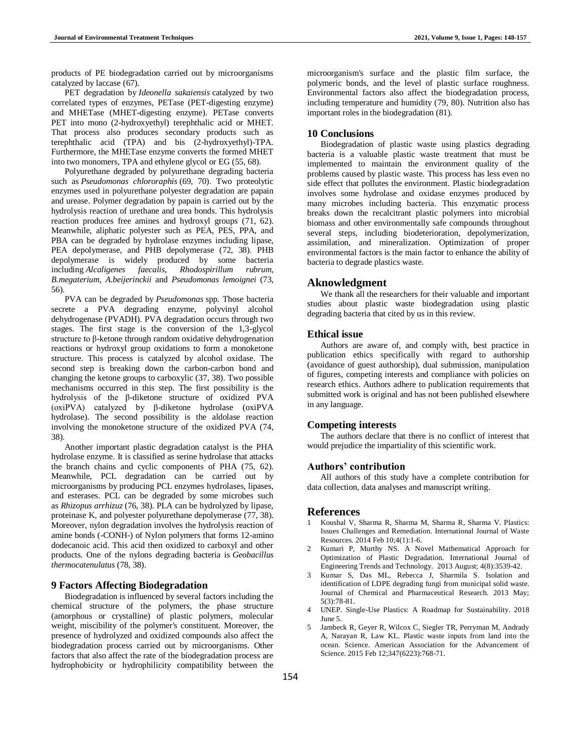products of PE biodegradation carried out by microorganisms catalyzed by laccase (67).

PET degradation by *Ideonella sakaiensis* catalyzed by two correlated types of enzymes, PETase (PET-digesting enzyme) and MHETase (MHET-digesting enzyme). PETase converts PET into mono (2-hydroxyethyl) terephthalic acid or MHET. That process also produces secondary products such as terephthalic acid (TPA) and bis (2-hydroxyethyl)-TPA. Furthermore, the MHETase enzyme converts the formed MHET into two monomers, TPA and ethylene glycol or EG (55, 68).

Polyurethane degraded by polyurethane degrading bacteria such as *Pseudomonas chlororaphis* (69, 70). Two proteolytic enzymes used in polyurethane polyester degradation are papain and urease. Polymer degradation by papain is carried out by the hydrolysis reaction of urethane and urea bonds. This hydrolysis reaction produces free amines and hydroxyl groups (71, 62). Meanwhile, aliphatic polyester such as PEA, PES, PPA, and PBA can be degraded by hydrolase enzymes including lipase, PEA depolymerase, and PHB depolymerase (72, 38). PHB depolymerase is widely produced by some bacteria including *Alcaligenes faecalis*, *Rhodospirillum rubrum*, *B.megaterium*, *A.beijerinckii* and *Pseudomonas lemoignei* (73, 56).

PVA can be degraded by *Pseudomonas* spp. Those bacteria secrete a PVA degrading enzyme, polyvinyl alcohol dehydrogenase (PVADH). PVA degradation occurs through two stages. The first stage is the conversion of the 1,3-glycol structure to β-ketone through random oxidative dehydrogenation reactions or hydroxyl group oxidations to form a monoketone structure. This process is catalyzed by alcohol oxidase. The second step is breaking down the carbon-carbon bond and changing the ketone groups to carboxylic (37, 38). Two possible mechanisms occurred in this step. The first possibility is the hydrolysis of the β-diketone structure of oxidized PVA (oxiPVA) catalyzed by β-diketone hydrolase (oxiPVA hydrolase). The second possibility is the aldolase reaction involving the monoketone structure of the oxidized PVA (74, 38).

Another important plastic degradation catalyst is the PHA hydrolase enzyme. It is classified as serine hydrolase that attacks the branch chains and cyclic components of PHA (75, 62). Meanwhile, PCL degradation can be carried out by microorganisms by producing PCL enzymes hydrolases, lipases, and esterases. PCL can be degraded by some microbes such as *Rhizopus arrhizuz* (76, 38). PLA can be hydrolyzed by lipase, proteinase K, and polyester polyurethane depolymerase (77, 38). Moreover, nylon degradation involves the hydrolysis reaction of amine bonds (-CONH-) of Nylon polymers that forms 12-amino dodecanoic acid. This acid then oxidized to carboxyl and other products. One of the nylons degrading bacteria is *Geobacillus thermocatenulatus* (78, 38).

## 9 Factors Affecting Biodegradation

Biodegradation is influenced by several factors including the chemical structure of the polymers, the phase structure (amorphous or crystalline) of plastic polymers, molecular weight, miscibility of the polymer's constituent. Moreover, the presence of hydrolyzed and oxidized compounds also affect the biodegradation process carried out by microorganisms. Other factors that also affect the rate of the biodegradation process are hydrophobicity or hydrophilicity compatibility between the microorganism's surface and the plastic film surface, the polymeric bonds, and the level of plastic surface roughness. Environmental factors also affect the biodegradation process, including temperature and humidity (79, 80). Nutrition also has important roles in the biodegradation (81).

## 10 Conclusions

Biodegradation of plastic waste using plastics degrading bacteria is a valuable plastic waste treatment that must be implemented to maintain the environment quality of the problems caused by plastic waste. This process has less even no side effect that pollutes the environment. Plastic biodegradation involves some hydrolase and oxidase enzymes produced by many microbes including bacteria. This enzymatic process breaks down the recalcitrant plastic polymers into microbial biomass and other environmentally safe compounds throughout several steps, including biodeterioration, depolymerization, assimilation, and mineralization. Optimization of proper environmental factors is the main factor to enhance the ability of bacteria to degrade plastics waste.

## Aknowledgment

We thank all the researchers for their valuable and important studies about plastic waste biodegradation using plastic degrading bacteria that cited by us in this review.

### Ethical issue

Authors are aware of, and comply with, best practice in publication ethics specifically with regard to authorship (avoidance of guest authorship), dual submission, manipulation of figures, competing interests and compliance with policies on research ethics. Authors adhere to publication requirements that submitted work is original and has not been published elsewhere in any language.

### Competing interests

The authors declare that there is no conflict of interest that would prejudice the impartiality of this scientific work.

### Authors' contribution

All authors of this study have a complete contribution for data collection, data analyses and manuscript writing.

## References

1. Koushal V, Sharma R, Sharma M, Sharma R, Sharma V. Plastics: Issues Challenges and Remediation. International Journal of Waste Resources. 2014 Feb 10;4(1):1-6.
2. Kumari P, Murthy NS. A Novel Mathematical Approach for Optimization of Plastic Degradation. International Journal of Engineering Trends and Technology. 2013 August; 4(8):3539-42.
3. Kumar S, Das ML, Rebecca J, Sharmila S. Isolation and identification of LDPE degrading fungi from municipal solid waste. Journal of Chemical and Pharmaceutical Research. 2013 May; 5(3):78-81.
4. UNEP. Single-Use Plastics: A Roadmap for Sustainability. 2018 June 5.
5. Jambeck R, Geyer R, Wilcox C, Siegler TR, Perryman M, Andrady A, Narayan R, Law KL. Plastic waste inputs from land into the ocean. Science. American Association for the Advancement of Science. 2015 Feb 12;347(6223):768-71.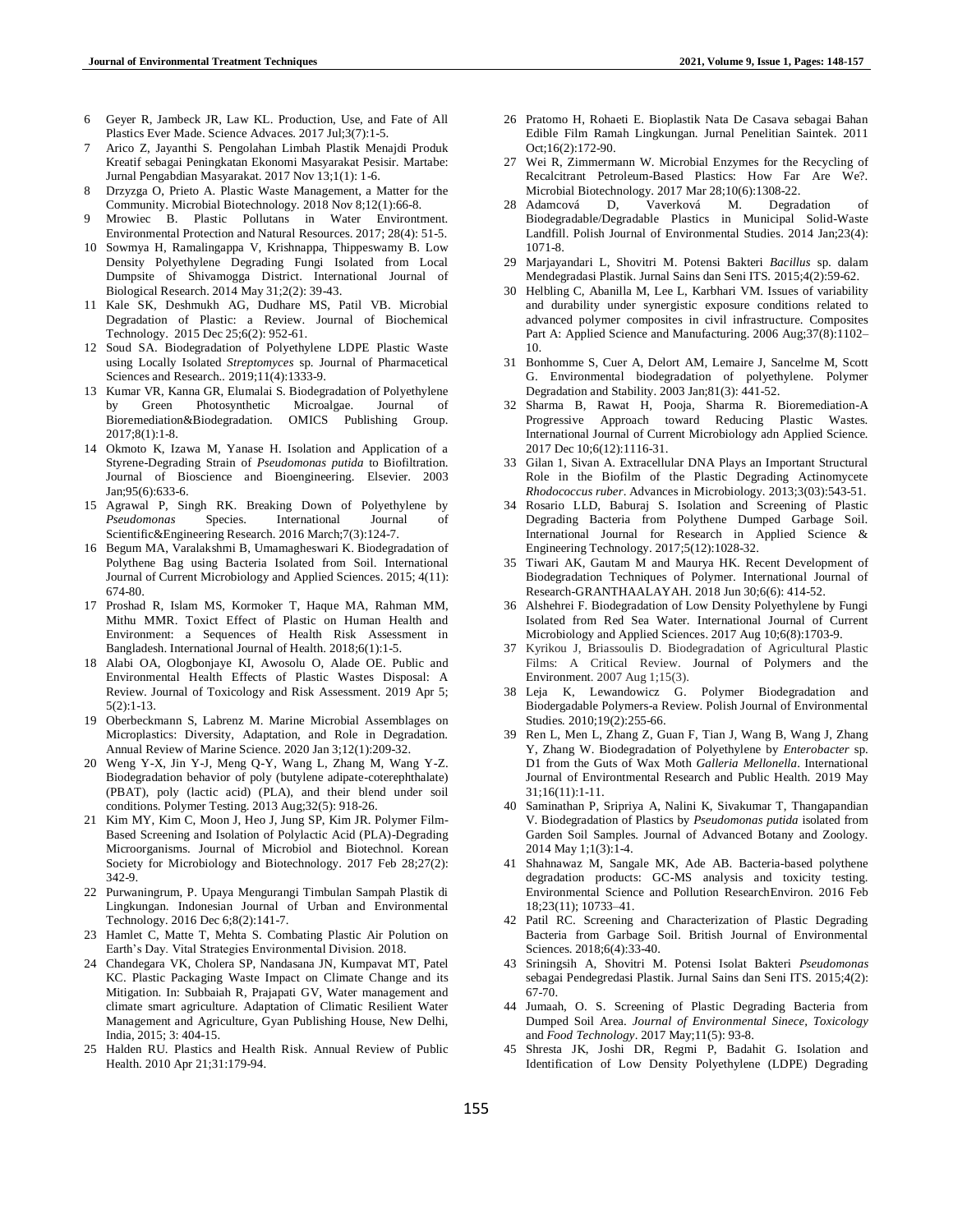6 Geyer R, Jambeck JR, Law KL. Production, Use, and Fate of All Plastics Ever Made. Science Advaces. 2017 Jul;3(7):1-5.

7 Arico Z, Jayanthi S. Pengolahan Limbah Plastik Menajdi Produk Kreatif sebagai Peningkatan Ekonomi Masyarakat Pesisir. Martabe: Jurnal Pengabdian Masyarakat. 2017 Nov 13;1(1): 1-6.

8 Drzyzga O, Prieto A. Plastic Waste Management, a Matter for the Community. Microbial Biotechnology. 2018 Nov 8;12(1):66-8.

9 Mrowiec B. Plastic Pollutans in Water Environtment. Environmental Protection and Natural Resources. 2017; 28(4): 51-5.

10 Sowmya H, Ramalingappa V, Krishnappa, Thippeswamy B. Low Density Polyethylene Degrading Fungi Isolated from Local Dumpsite of Shivamogga District. International Journal of Biological Research. 2014 May 31;2(2): 39-43.

11 Kale SK, Deshmukh AG, Dudhare MS, Patil VB. Microbial Degradation of Plastic: a Review. Journal of Biochemical Technology. 2015 Dec 25;6(2): 952-61.

12 Soud SA. Biodegradation of Polyethylene LDPE Plastic Waste using Locally Isolated *Streptomyces* sp. Journal of Pharmacetical Sciences and Research.. 2019;11(4):1333-9.

13 Kumar VR, Kanna GR, Elumalai S. Biodegradation of Polyethylene by Green Photosynthetic Microalgae. Journal of Bioremediation&Biodegradation. OMICS Publishing Group. 2017;8(1):1-8.

14 Okmoto K, Izawa M, Yanase H. Isolation and Application of a Styrene-Degrading Strain of *Pseudomonas putida* to Biofiltration. Journal of Bioscience and Bioengineering. Elsevier. 2003 Jan;95(6):633-6.

15 Agrawal P, Singh RK. Breaking Down of Polyethylene by *Pseudomonas* Species. International Journal of Scientific&Engineering Research. 2016 March;7(3):124-7.

16 Begum MA, Varalakshmi B, Umamagheswari K. Biodegradation of Polythene Bag using Bacteria Isolated from Soil. International Journal of Current Microbiology and Applied Sciences. 2015; 4(11): 674-80.

17 Proshad R, Islam MS, Kormoker T, Haque MA, Rahman MM, Mithu MMR. Toxict Effect of Plastic on Human Health and Environment: a Sequences of Health Risk Assessment in Bangladesh. International Journal of Health. 2018;6(1):1-5.

18 Alabi OA, Ologbonjaye KI, Awosolu O, Alade OE. Public and Environmental Health Effects of Plastic Wastes Disposal: A Review. Journal of Toxicology and Risk Assessment. 2019 Apr 5; 5(2):1-13.

19 Oberbeckmann S, Labrenz M. Marine Microbial Assemblages on Microplastics: Diversity, Adaptation, and Role in Degradation. Annual Review of Marine Science. 2020 Jan 3;12(1):209-32.

20 Weng Y-X, Jin Y-J, Meng Q-Y, Wang L, Zhang M, Wang Y-Z. Biodegradation behavior of poly (butylene adipate-coterephthalate) (PBAT), poly (lactic acid) (PLA), and their blend under soil conditions. Polymer Testing. 2013 Aug;32(5): 918-26.

21 Kim MY, Kim C, Moon J, Heo J, Jung SP, Kim JR. Polymer Film-Based Screening and Isolation of Polylactic Acid (PLA)-Degrading Microorganisms. Journal of Microbiol and Biotechnol. Korean Society for Microbiology and Biotechnology. 2017 Feb 28;27(2): 342-9.

22 Purwaningrum, P. Upaya Mengurangi Timbulan Sampah Plastik di Lingkungan. Indonesian Journal of Urban and Environmental Technology. 2016 Dec 6;8(2):141-7.

23 Hamlet C, Matte T, Mehta S. Combating Plastic Air Polution on Earth's Day. Vital Strategies Environmental Division. 2018.

24 Chandegara VK, Cholera SP, Nandasana JN, Kumpavat MT, Patel KC. Plastic Packaging Waste Impact on Climate Change and its Mitigation. In: Subbaiah R, Prajapati GV, Water management and climate smart agriculture. Adaptation of Climatic Resilient Water Management and Agriculture, Gyan Publishing House, New Delhi, India, 2015; 3: 404-15.

25 Halden RU. Plastics and Health Risk. Annual Review of Public Health. 2010 Apr 21;31:179-94.

26 Pratomo H, Rohaeti E. Bioplastik Nata De Casava sebagai Bahan Edible Film Ramah Lingkungan. Jurnal Penelitian Saintek. 2011 Oct;16(2):172-90.

27 Wei R, Zimmermann W. Microbial Enzymes for the Recycling of Recalcitrant Petroleum-Based Plastics: How Far Are We?. Microbial Biotechnology. 2017 Mar 28;10(6):1308-22.

28 Adamcová D, Vaverková M. Degradation of Biodegradable/Degradable Plastics in Municipal Solid-Waste Landfill. Polish Journal of Environmental Studies. 2014 Jan;23(4): 1071-8.

29 Marjayandari L, Shovitri M. Potensi Bakteri *Bacillus* sp. dalam Mendegradasi Plastik. Jurnal Sains dan Seni ITS. 2015;4(2):59-62.

30 Helbling C, Abanilla M, Lee L, Karbhari VM. Issues of variability and durability under synergistic exposure conditions related to advanced polymer composites in civil infrastructure. Composites Part A: Applied Science and Manufacturing. 2006 Aug;37(8):1102–10.

31 Bonhomme S, Cuer A, Delort AM, Lemaire J, Sancelme M, Scott G. Environmental biodegradation of polyethylene. Polymer Degradation and Stability. 2003 Jan;81(3): 441-52.

32 Sharma B, Rawat H, Pooja, Sharma R. Bioremediation-A Progressive Approach toward Reducing Plastic Wastes. International Journal of Current Microbiology adn Applied Science. 2017 Dec 10;6(12):1116-31.

33 Gilan 1, Sivan A. Extracellular DNA Plays an Important Structural Role in the Biofilm of the Plastic Degrading Actinomycete *Rhodococcus ruber*. Advances in Microbiology. 2013;3(03):543-51.

34 Rosario LLD, Baburaj S. Isolation and Screening of Plastic Degrading Bacteria from Polythene Dumped Garbage Soil. International Journal for Research in Applied Science & Engineering Technology. 2017;5(12):1028-32.

35 Tiwari AK, Gautam M and Maurya HK. Recent Development of Biodegradation Techniques of Polymer. International Journal of Research-GRANTHAALAYAH. 2018 Jun 30;6(6): 414-52.

36 Alshehrei F. Biodegradation of Low Density Polyethylene by Fungi Isolated from Red Sea Water. International Journal of Current Microbiology and Applied Sciences. 2017 Aug 10;6(8):1703-9.

37 Kyrikou J, Briassoulis D. Biodegradation of Agricultural Plastic Films: A Critical Review. Journal of Polymers and the Environment. 2007 Aug 1;15(3).

38 Leja K, Lewandowicz G. Polymer Biodegradation and Biodergadable Polymers-a Review. Polish Journal of Environmental Studies. 2010;19(2):255-66.

39 Ren L, Men L, Zhang Z, Guan F, Tian J, Wang B, Wang J, Zhang Y, Zhang W. Biodegradation of Polyethylene by *Enterobacter* sp. D1 from the Guts of Wax Moth *Galleria Mellonella*. International Journal of Environtmental Research and Public Health. 2019 May 31;16(11):1-11.

40 Saminathan P, Sripriya A, Nalini K, Sivakumar T, Thangapandian V. Biodegradation of Plastics by *Pseudomonas putida* isolated from Garden Soil Samples. Journal of Advanced Botany and Zoology. 2014 May 1;1(3):1-4.

41 Shahnawaz M, Sangale MK, Ade AB. Bacteria-based polythene degradation products: GC-MS analysis and toxicity testing. Environmental Science and Pollution ResearchEnviron. 2016 Feb 18;23(11); 10733–41.

42 Patil RC. Screening and Characterization of Plastic Degrading Bacteria from Garbage Soil. British Journal of Environmental Sciences. 2018;6(4):33-40.

43 Sriningsih A, Shovitri M. Potensi Isolat Bakteri *Pseudomonas* sebagai Pendegredasi Plastik. Jurnal Sains dan Seni ITS. 2015;4(2): 67-70.

44 Jumaah, O. S. Screening of Plastic Degrading Bacteria from Dumped Soil Area. *Journal of Environmental Sinece, Toxicology* and *Food Technology*. 2017 May;11(5): 93-8.

45 Shresta JK, Joshi DR, Regmi P, Badahit G. Isolation and Identification of Low Density Polyethylene (LDPE) Degrading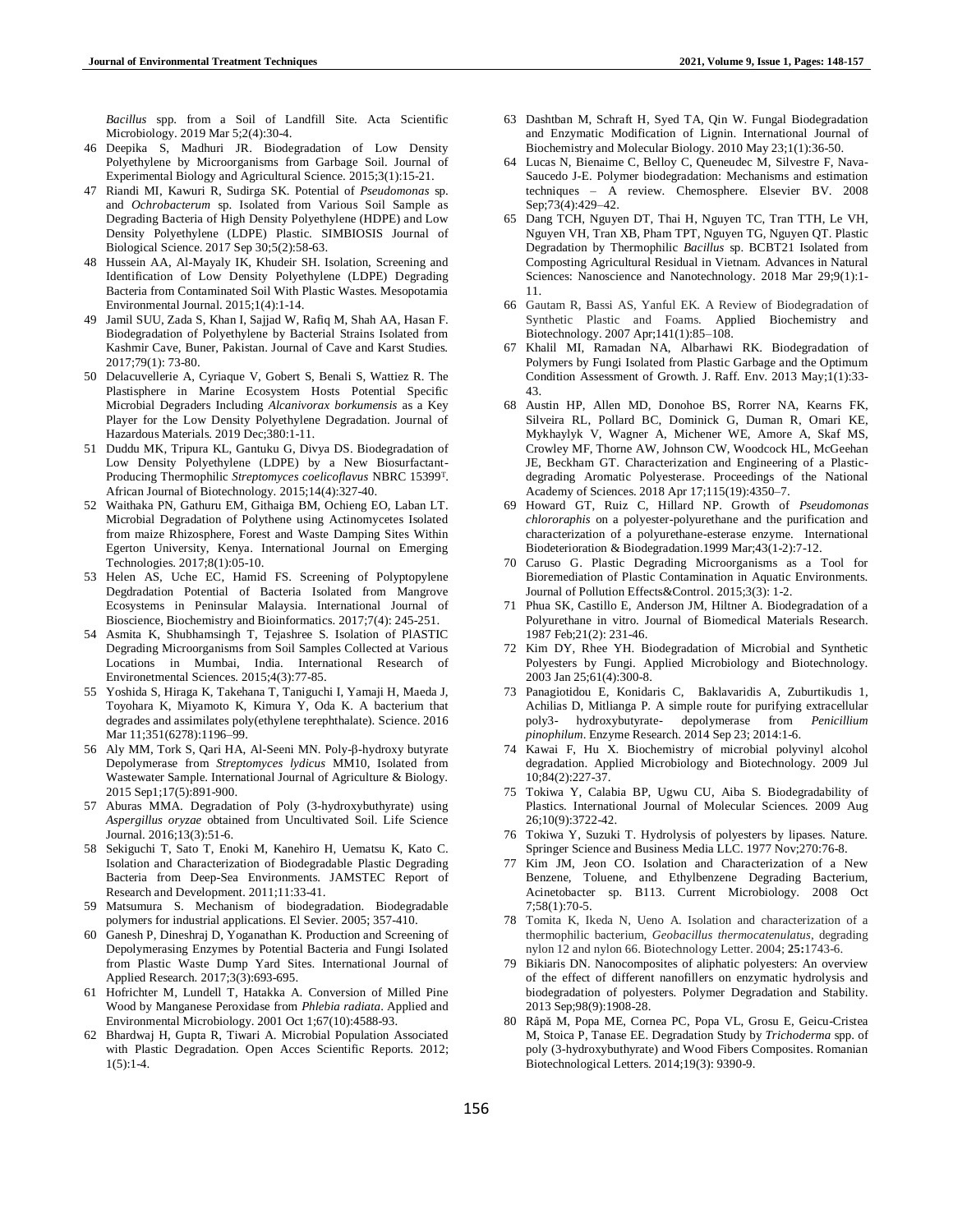*Bacillus* spp. from a Soil of Landfill Site. Acta Scientific Microbiology. 2019 Mar 5;2(4):30-4.

46 Deepika S, Madhuri JR. Biodegradation of Low Density Polyethylene by Microorganisms from Garbage Soil. Journal of Experimental Biology and Agricultural Science. 2015;3(1):15-21.

47 Riandi MI, Kawuri R, Sudirga SK. Potential of *Pseudomonas* sp. and *Ochrobacterum* sp. Isolated from Various Soil Sample as Degrading Bacteria of High Density Polyethylene (HDPE) and Low Density Polyethylene (LDPE) Plastic. SIMBIOSIS Journal of Biological Science. 2017 Sep 30;5(2):58-63.

48 Hussein AA, Al-Mayaly IK, Khudeir SH. Isolation, Screening and Identification of Low Density Polyethylene (LDPE) Degrading Bacteria from Contaminated Soil With Plastic Wastes. Mesopotamia Environmental Journal. 2015;1(4):1-14.

49 Jamil SUU, Zada S, Khan I, Sajjad W, Rafiq M, Shah AA, Hasan F. Biodegradation of Polyethylene by Bacterial Strains Isolated from Kashmir Cave, Buner, Pakistan. Journal of Cave and Karst Studies. 2017;79(1): 73-80.

50 Delacuvellerie A, Cyriaque V, Gobert S, Benali S, Wattiez R. The Plastisphere in Marine Ecosystem Hosts Potential Specific Microbial Degraders Including *Alcanivorax borkumensis* as a Key Player for the Low Density Polyethylene Degradation. Journal of Hazardous Materials. 2019 Dec;380:1-11.

51 Duddu MK, Tripura KL, Gantuku G, Divya DS. Biodegradation of Low Density Polyethylene (LDPE) by a New Biosurfactant-Producing Thermophilic *Streptomyces coelicoflavus* NBRC 15399T. African Journal of Biotechnology. 2015;14(4):327-40.

52 Waithaka PN, Gathuru EM, Githaiga BM, Ochieng EO, Laban LT. Microbial Degradation of Polythene using Actinomycetes Isolated from maize Rhizosphere, Forest and Waste Damping Sites Within Egerton University, Kenya. International Journal on Emerging Technologies. 2017;8(1):05-10.

53 Helen AS, Uche EC, Hamid FS. Screening of Polyptopylene Degdradation Potential of Bacteria Isolated from Mangrove Ecosystems in Peninsular Malaysia. International Journal of Bioscience, Biochemistry and Bioinformatics. 2017;7(4): 245-251.

54 Asmita K, Shubhamsingh T, Tejashree S. Isolation of PlASTIC Degrading Microorganisms from Soil Samples Collected at Various Locations in Mumbai, India. International Research of Environetmental Sciences. 2015;4(3):77-85.

55 Yoshida S, Hiraga K, Takehana T, Taniguchi I, Yamaji H, Maeda J, Toyohara K, Miyamoto K, Kimura Y, Oda K. A bacterium that degrades and assimilates poly(ethylene terephthalate). Science. 2016 Mar 11;351(6278):1196–99.

56 Aly MM, Tork S, Qari HA, Al-Seeni MN. Poly-β-hydroxy butyrate Depolymerase from *Streptomyces lydicus* MM10, Isolated from Wastewater Sample. International Journal of Agriculture & Biology. 2015 Sep1;17(5):891-900.

57 Aburas MMA. Degradation of Poly (3-hydroxybuthyrate) using *Aspergillus oryzae* obtained from Uncultivated Soil. Life Science Journal. 2016;13(3):51-6.

58 Sekiguchi T, Sato T, Enoki M, Kanehiro H, Uematsu K, Kato C. Isolation and Characterization of Biodegradable Plastic Degrading Bacteria from Deep-Sea Environments. JAMSTEC Report of Research and Development. 2011;11:33-41.

59 Matsumura S. Mechanism of biodegradation. Biodegradable polymers for industrial applications. El Sevier. 2005; 357-410.

60 Ganesh P, Dineshraj D, Yoganathan K. Production and Screening of Depolymerasing Enzymes by Potential Bacteria and Fungi Isolated from Plastic Waste Dump Yard Sites. International Journal of Applied Research. 2017;3(3):693-695.

61 Hofrichter M, Lundell T, Hatakka A. Conversion of Milled Pine Wood by Manganese Peroxidase from *Phlebia radiata*. Applied and Environmental Microbiology. 2001 Oct 1;67(10):4588-93.

62 Bhardwaj H, Gupta R, Tiwari A. Microbial Population Associated with Plastic Degradation. Open Acces Scientific Reports. 2012; 1(5):1-4.

63 Dashtban M, Schraft H, Syed TA, Qin W. Fungal Biodegradation and Enzymatic Modification of Lignin. International Journal of Biochemistry and Molecular Biology. 2010 May 23;1(1):36-50.

64 Lucas N, Bienaime C, Belloy C, Queneudec M, Silvestre F, Nava-Saucedo J-E. Polymer biodegradation: Mechanisms and estimation techniques – A review. Chemosphere. Elsevier BV. 2008 Sep;73(4):429–42.

65 Dang TCH, Nguyen DT, Thai H, Nguyen TC, Tran TTH, Le VH, Nguyen VH, Tran XB, Pham TPT, Nguyen TG, Nguyen QT. Plastic Degradation by Thermophilic *Bacillus* sp. BCBT21 Isolated from Composting Agricultural Residual in Vietnam. Advances in Natural Sciences: Nanoscience and Nanotechnology. 2018 Mar 29;9(1):1-11.

66 Gautam R, Bassi AS, Yanful EK. A Review of Biodegradation of Synthetic Plastic and Foams. Applied Biochemistry and Biotechnology. 2007 Apr;141(1):85–108.

67 Khalil MI, Ramadan NA, Albarhawi RK. Biodegradation of Polymers by Fungi Isolated from Plastic Garbage and the Optimum Condition Assessment of Growth. J. Raff. Env. 2013 May;1(1):33-43.

68 Austin HP, Allen MD, Donohoe BS, Rorrer NA, Kearns FK, Silveira RL, Pollard BC, Dominick G, Duman R, Omari KE, Mykhaylyk V, Wagner A, Michener WE, Amore A, Skaf MS, Crowley MF, Thorne AW, Johnson CW, Woodcock HL, McGeehan JE, Beckham GT. Characterization and Engineering of a Plastic-degrading Aromatic Polyesterase. Proceedings of the National Academy of Sciences. 2018 Apr 17;115(19):4350–7.

69 Howard GT, Ruiz C, Hillard NP. Growth of *Pseudomonas chlororaphis* on a polyester-polyurethane and the purification and characterization of a polyurethane-esterase enzyme. International Biodeterioration & Biodegradation.1999 Mar;43(1-2):7-12.

70 Caruso G. Plastic Degrading Microorganisms as a Tool for Bioremediation of Plastic Contamination in Aquatic Environments. Journal of Pollution Effects&Control. 2015;3(3): 1-2.

71 Phua SK, Castillo E, Anderson JM, Hiltner A. Biodegradation of a Polyurethane in vitro. Journal of Biomedical Materials Research. 1987 Feb;21(2): 231-46.

72 Kim DY, Rhee YH. Biodegradation of Microbial and Synthetic Polyesters by Fungi. Applied Microbiology and Biotechnology. 2003 Jan 25;61(4):300-8.

73 Panagiotidou E, Konidaris C, Baklavaridis A, Zuburtikudis 1, Achilias D, Mitlianga P. A simple route for purifying extracellular poly3- hydroxybutyrate- depolymerase from *Penicillium pinophilum*. Enzyme Research. 2014 Sep 23; 2014:1-6.

74 Kawai F, Hu X. Biochemistry of microbial polyvinyl alcohol degradation. Applied Microbiology and Biotechnology. 2009 Jul 10;84(2):227-37.

75 Tokiwa Y, Calabia BP, Ugwu CU, Aiba S. Biodegradability of Plastics. International Journal of Molecular Sciences. 2009 Aug 26;10(9):3722-42.

76 Tokiwa Y, Suzuki T. Hydrolysis of polyesters by lipases. Nature. Springer Science and Business Media LLC. 1977 Nov;270:76-8.

77 Kim JM, Jeon CO. Isolation and Characterization of a New Benzene, Toluene, and Ethylbenzene Degrading Bacterium, Acinetobacter sp. B113. Current Microbiology. 2008 Oct 7;58(1):70-5.

78 Tomita K, Ikeda N, Ueno A. Isolation and characterization of a thermophilic bacterium, *Geobacillus thermocatenulatus*, degrading nylon 12 and nylon 66. Biotechnology Letter. 2004; **25:**1743-6.

79 Bikiaris DN. Nanocomposites of aliphatic polyesters: An overview of the effect of different nanofillers on enzymatic hydrolysis and biodegradation of polyesters. Polymer Degradation and Stability. 2013 Sep;98(9):1908-28.

80 Râpă M, Popa ME, Cornea PC, Popa VL, Grosu E, Geicu-Cristea M, Stoica P, Tanase EE. Degradation Study by *Trichoderma* spp. of poly (3-hydroxybuthyrate) and Wood Fibers Composites. Romanian Biotechnological Letters. 2014;19(3): 9390-9.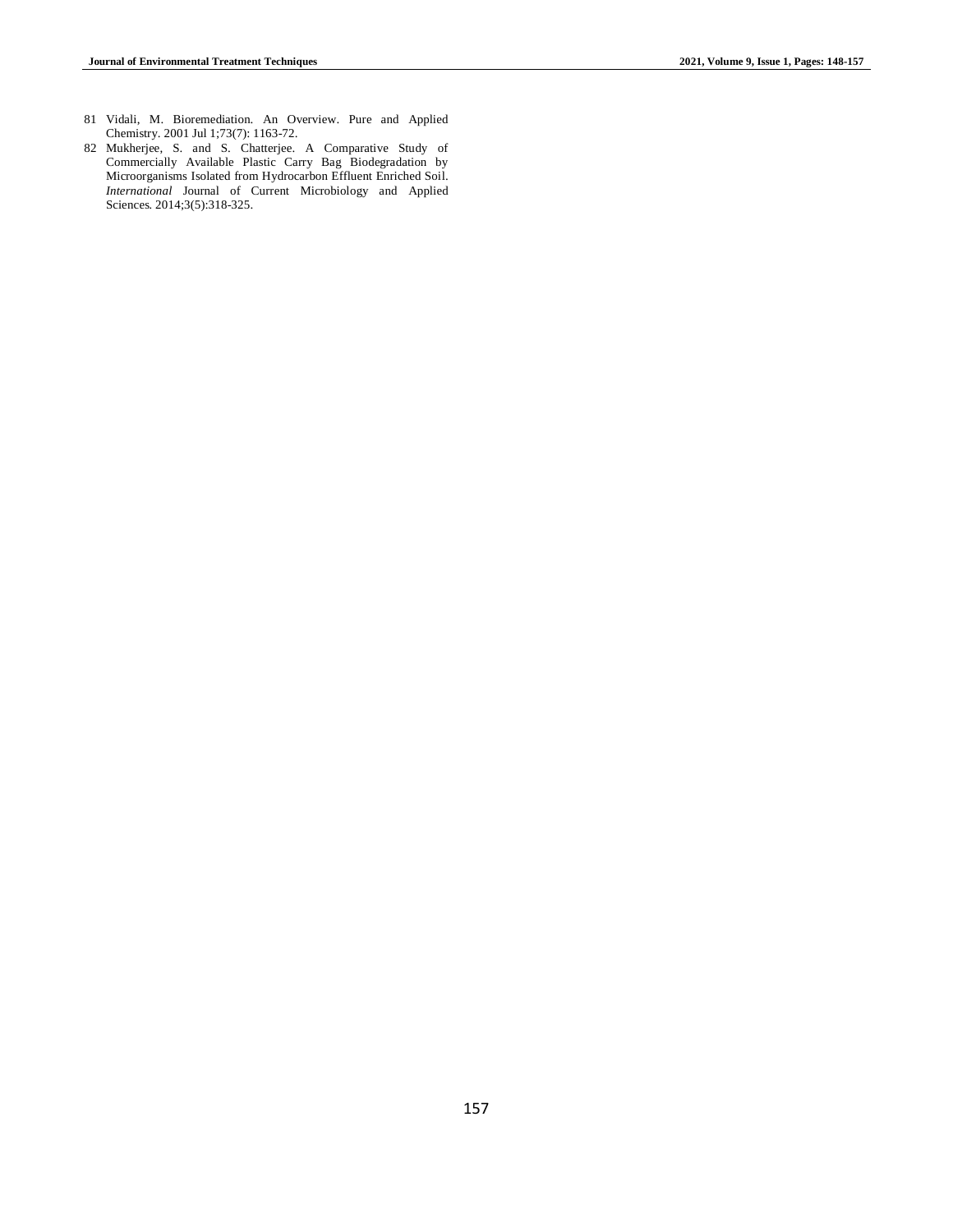81 Vidali, M. Bioremediation. An Overview. Pure and Applied Chemistry. 2001 Jul 1;73(7): 1163-72.

82 Mukherjee, S. and S. Chatterjee. A Comparative Study of Commercially Available Plastic Carry Bag Biodegradation by Microorganisms Isolated from Hydrocarbon Effluent Enriched Soil. *International* Journal of Current Microbiology and Applied Sciences. 2014;3(5):318-325.